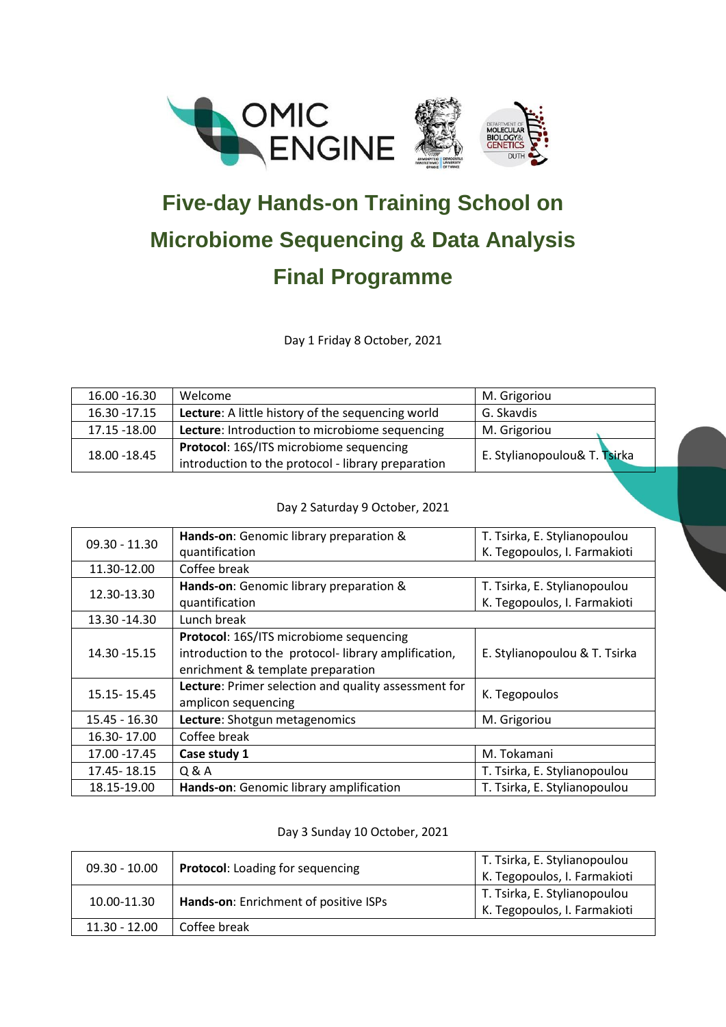# Five-day Hands-on Training School on Microbiome Sequencing & Data Analysis

# Final Programme

Day 1 Friday 8 October, 2021

| | | |
|---|---|---|
| 16.00 -16.30 | Welcome | M. Grigoriou |
| 16.30 -17.15 | **Lecture**: A little history of the sequencing world | G. Skavdis |
| 17.15 -18.00 | **Lecture**: Introduction to microbiome sequencing | M. Grigoriou |
| 18.00 -18.45 | **Protocol**: 16S/ITS microbiome sequencing introduction to the protocol - library preparation | E. Stylianopoulou& T. Tsirka |

Day 2 Saturday 9 October, 2021

| | | |
|---|---|---|
| 09.30 - 11.30 | **Hands-on**: Genomic library preparation & quantification | T. Tsirka, E. Stylianopoulou K. Tegopoulos, I. Farmakioti |
| 11.30-12.00 | Coffee break | |
| 12.30-13.30 | **Hands-on**: Genomic library preparation & quantification | T. Tsirka, E. Stylianopoulou K. Tegopoulos, I. Farmakioti |
| 13.30 -14.30 | Lunch break | |
| 14.30 -15.15 | **Protocol**: 16S/ITS microbiome sequencing introduction to the protocol- library amplification, enrichment & template preparation | E. Stylianopoulou & T. Tsirka |
| 15.15- 15.45 | **Lecture**: Primer selection and quality assessment for amplicon sequencing | K. Tegopoulos |
| 15.45 - 16.30 | **Lecture**: Shotgun metagenomics | M. Grigoriou |
| 16.30- 17.00 | Coffee break | |
| 17.00 -17.45 | **Case study 1** | M. Tokamani |
| 17.45- 18.15 | Q & A | T. Tsirka, E. Stylianopoulou |
| 18.15-19.00 | **Hands-on**: Genomic library amplification | T. Tsirka, E. Stylianopoulou |

Day 3 Sunday 10 October, 2021

| | | |
|---|---|---|
| 09.30 - 10.00 | **Protocol**: Loading for sequencing | T. Tsirka, E. Stylianopoulou K. Tegopoulos, I. Farmakioti |
| 10.00-11.30 | **Hands-on**: Enrichment of positive ISPs | T. Tsirka, E. Stylianopoulou K. Tegopoulos, I. Farmakioti |
| 11.30 - 12.00 | Coffee break | |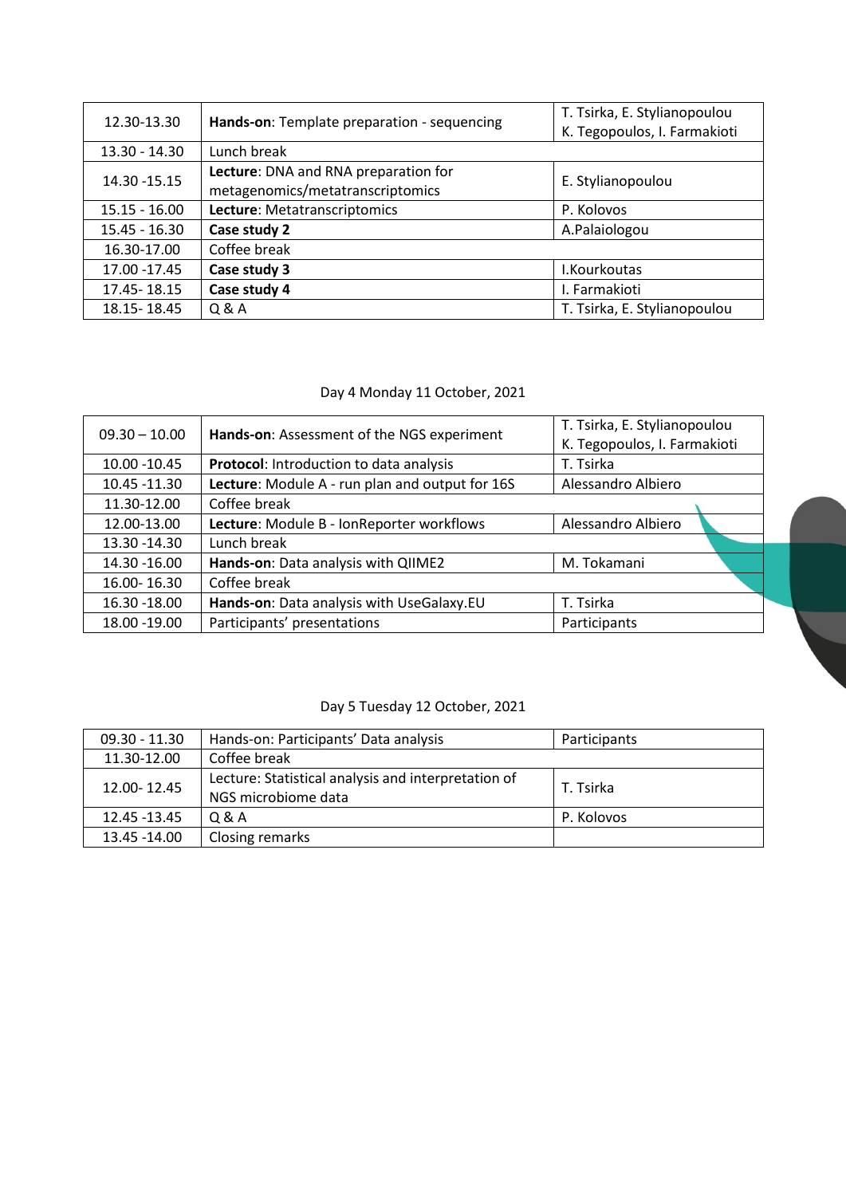| | | |
|---|---|---|
| 12.30-13.30 | **Hands-on**: Template preparation - sequencing | T. Tsirka, E. Stylianopoulou K. Tegopoulos, I. Farmakioti |
| 13.30 - 14.30 | Lunch break | |
| 14.30 -15.15 | **Lecture**: DNA and RNA preparation for metagenomics/metatranscriptomics | E. Stylianopoulou |
| 15.15 - 16.00 | **Lecture**: Metatranscriptomics | P. Kolovos |
| 15.45 - 16.30 | **Case study 2** | A.Palaiologou |
| 16.30-17.00 | Coffee break | |
| 17.00 -17.45 | **Case study 3** | I.Kourkoutas |
| 17.45- 18.15 | **Case study 4** | I. Farmakioti |
| 18.15- 18.45 | Q & A | T. Tsirka, E. Stylianopoulou |

Day 4 Monday 11 October, 2021

| | | |
|---|---|---|
| 09.30 – 10.00 | **Hands-on**: Assessment of the NGS experiment | T. Tsirka, E. Stylianopoulou K. Tegopoulos, I. Farmakioti |
| 10.00 -10.45 | **Protocol**: Introduction to data analysis | T. Tsirka |
| 10.45 -11.30 | **Lecture**: Module A - run plan and output for 16S | Alessandro Albiero |
| 11.30-12.00 | Coffee break | |
| 12.00-13.00 | **Lecture**: Module B - IonReporter workflows | Alessandro Albiero |
| 13.30 -14.30 | Lunch break | |
| 14.30 -16.00 | **Hands-on**: Data analysis with QIIME2 | M. Tokamani |
| 16.00- 16.30 | Coffee break | |
| 16.30 -18.00 | **Hands-on**: Data analysis with UseGalaxy.EU | T. Tsirka |
| 18.00 -19.00 | Participants' presentations | Participants |

Day 5 Tuesday 12 October, 2021

| | | |
|---|---|---|
| 09.30 - 11.30 | Hands-on: Participants' Data analysis | Participants |
| 11.30-12.00 | Coffee break | |
| 12.00- 12.45 | Lecture: Statistical analysis and interpretation of NGS microbiome data | T. Tsirka |
| 12.45 -13.45 | Q & A | P. Kolovos |
| 13.45 -14.00 | Closing remarks | |